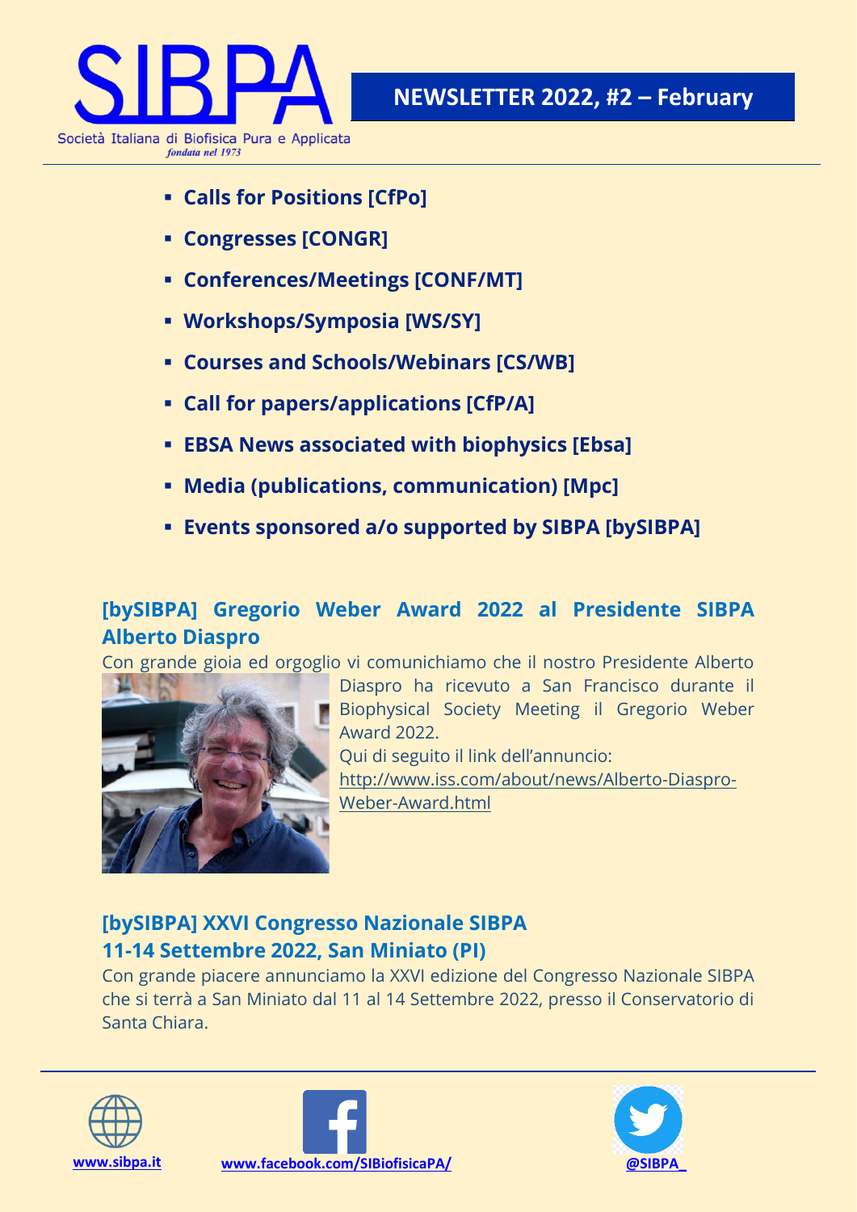# SIBPA

Società Italiana di Biofisica Pura e Applicata
*fondata nel 1973*

## NEWSLETTER 2022, #2 – February

- **Calls for Positions [CfPo]**
- **Congresses [CONGR]**
- **Conferences/Meetings [CONF/MT]**
- **Workshops/Symposia [WS/SY]**
- **Courses and Schools/Webinars [CS/WB]**
- **Call for papers/applications [CfP/A]**
- **EBSA News associated with biophysics [Ebsa]**
- **Media (publications, communication) [Mpc]**
- **Events sponsored a/o supported by SIBPA [bySIBPA]**

### [bySIBPA] Gregorio Weber Award 2022 al Presidente SIBPA Alberto Diaspro

Con grande gioia ed orgoglio vi comunichiamo che il nostro Presidente Alberto Diaspro ha ricevuto a San Francisco durante il Biophysical Society Meeting il Gregorio Weber Award 2022.
Qui di seguito il link dell'annuncio:
http://www.iss.com/about/news/Alberto-Diaspro-Weber-Award.html

### [bySIBPA] XXVI Congresso Nazionale SIBPA 11-14 Settembre 2022, San Miniato (PI)

Con grande piacere annunciamo la XXVI edizione del Congresso Nazionale SIBPA che si terrà a San Miniato dal 11 al 14 Settembre 2022, presso il Conservatorio di Santa Chiara.

www.sibpa.it www.facebook.com/SIBiofisicaPA/ @SIBPA_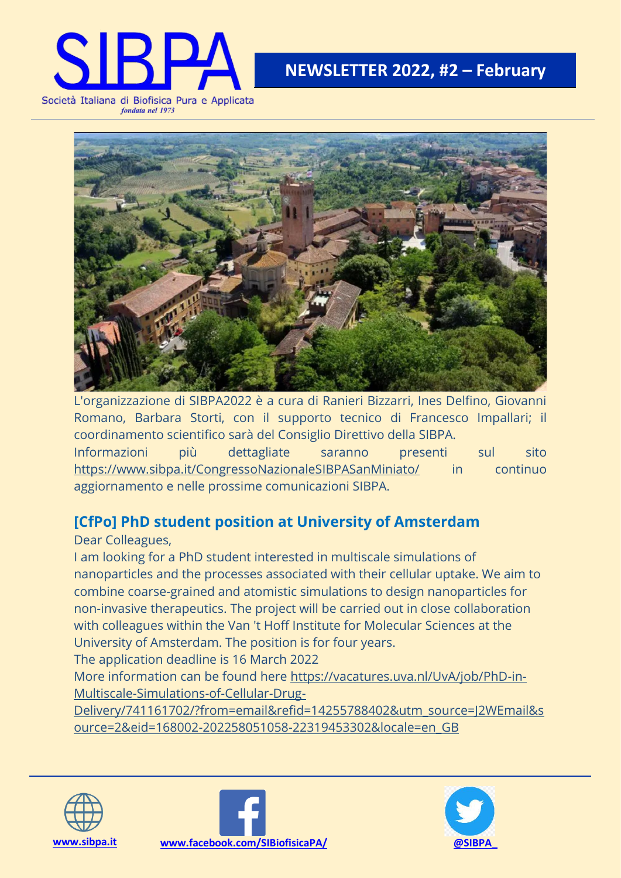L'organizzazione di SIBPA2022 è a cura di Ranieri Bizzarri, Ines Delfino, Giovanni Romano, Barbara Storti, con il supporto tecnico di Francesco Impallari; il coordinamento scientifico sarà del Consiglio Direttivo della SIBPA.
Informazioni più dettagliate saranno presenti sul sito https://www.sibpa.it/CongressoNazionaleSIBPASanMiniato/ in continuo aggiornamento e nelle prossime comunicazioni SIBPA.

## [CfPo] PhD student position at University of Amsterdam

Dear Colleagues,
I am looking for a PhD student interested in multiscale simulations of nanoparticles and the processes associated with their cellular uptake. We aim to combine coarse-grained and atomistic simulations to design nanoparticles for non-invasive therapeutics. The project will be carried out in close collaboration with colleagues within the Van 't Hoff Institute for Molecular Sciences at the University of Amsterdam. The position is for four years.
The application deadline is 16 March 2022
More information can be found here https://vacatures.uva.nl/UvA/job/PhD-in-Multiscale-Simulations-of-Cellular-Drug-Delivery/741161702/?from=email&refid=14255788402&utm_source=J2WEmail&source=2&eid=168002-202258051058-22319453302&locale=en_GB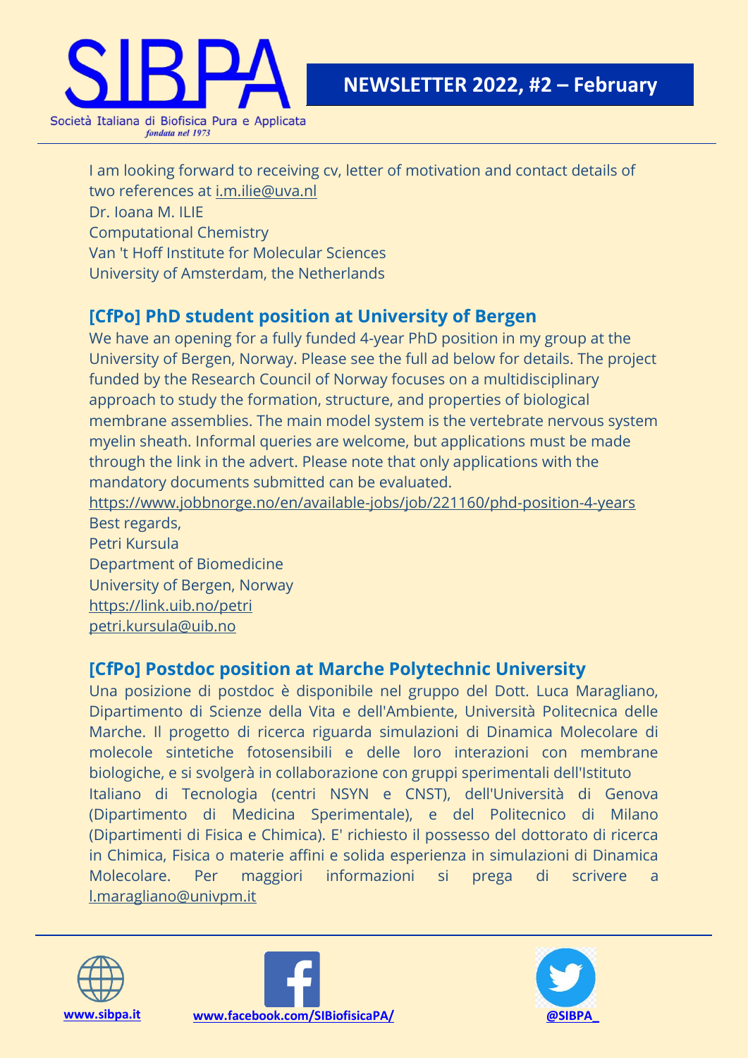I am looking forward to receiving cv, letter of motivation and contact details of two references at i.m.ilie@uva.nl
Dr. Ioana M. ILIE
Computational Chemistry
Van 't Hoff Institute for Molecular Sciences
University of Amsterdam, the Netherlands

### [CfPo] PhD student position at University of Bergen

We have an opening for a fully funded 4-year PhD position in my group at the University of Bergen, Norway. Please see the full ad below for details. The project funded by the Research Council of Norway focuses on a multidisciplinary approach to study the formation, structure, and properties of biological membrane assemblies. The main model system is the vertebrate nervous system myelin sheath. Informal queries are welcome, but applications must be made through the link in the advert. Please note that only applications with the mandatory documents submitted can be evaluated.
https://www.jobbnorge.no/en/available-jobs/job/221160/phd-position-4-years
Best regards,
Petri Kursula
Department of Biomedicine
University of Bergen, Norway
https://link.uib.no/petri
petri.kursula@uib.no

### [CfPo] Postdoc position at Marche Polytechnic University

Una posizione di postdoc è disponibile nel gruppo del Dott. Luca Maragliano, Dipartimento di Scienze della Vita e dell'Ambiente, Università Politecnica delle Marche. Il progetto di ricerca riguarda simulazioni di Dinamica Molecolare di molecole sintetiche fotosensibili e delle loro interazioni con membrane biologiche, e si svolgerà in collaborazione con gruppi sperimentali dell'Istituto Italiano di Tecnologia (centri NSYN e CNST), dell'Università di Genova (Dipartimento di Medicina Sperimentale), e del Politecnico di Milano (Dipartimenti di Fisica e Chimica). E' richiesto il possesso del dottorato di ricerca in Chimica, Fisica o materie affini e solida esperienza in simulazioni di Dinamica Molecolare. Per maggiori informazioni si prega di scrivere a l.maragliano@univpm.it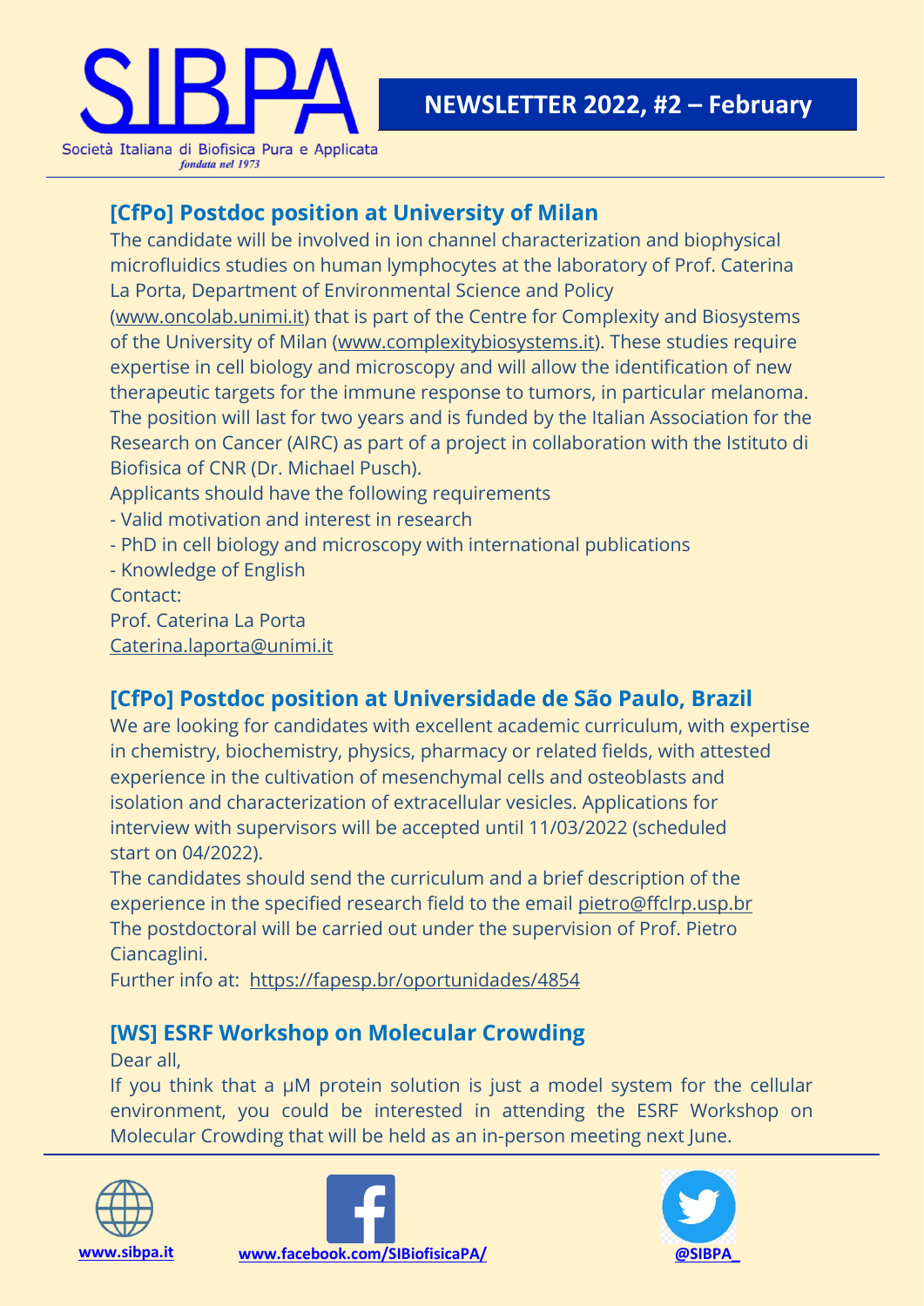## [CfPo] Postdoc position at University of Milan

The candidate will be involved in ion channel characterization and biophysical microfluidics studies on human lymphocytes at the laboratory of Prof. Caterina La Porta, Department of Environmental Science and Policy (www.oncolab.unimi.it) that is part of the Centre for Complexity and Biosystems of the University of Milan (www.complexitybiosystems.it). These studies require expertise in cell biology and microscopy and will allow the identification of new therapeutic targets for the immune response to tumors, in particular melanoma. The position will last for two years and is funded by the Italian Association for the Research on Cancer (AIRC) as part of a project in collaboration with the Istituto di Biofisica of CNR (Dr. Michael Pusch).

Applicants should have the following requirements

- Valid motivation and interest in research
- PhD in cell biology and microscopy with international publications
- Knowledge of English

Contact:
Prof. Caterina La Porta
Caterina.laporta@unimi.it

## [CfPo] Postdoc position at Universidade de São Paulo, Brazil

We are looking for candidates with excellent academic curriculum, with expertise in chemistry, biochemistry, physics, pharmacy or related fields, with attested experience in the cultivation of mesenchymal cells and osteoblasts and isolation and characterization of extracellular vesicles. Applications for interview with supervisors will be accepted until 11/03/2022 (scheduled start on 04/2022).

The candidates should send the curriculum and a brief description of the experience in the specified research field to the email pietro@ffclrp.usp.br

The postdoctoral will be carried out under the supervision of Prof. Pietro Ciancaglini.

Further info at: https://fapesp.br/oportunidades/4854

## [WS] ESRF Workshop on Molecular Crowding

Dear all,

If you think that a μM protein solution is just a model system for the cellular environment, you could be interested in attending the ESRF Workshop on Molecular Crowding that will be held as an in-person meeting next June.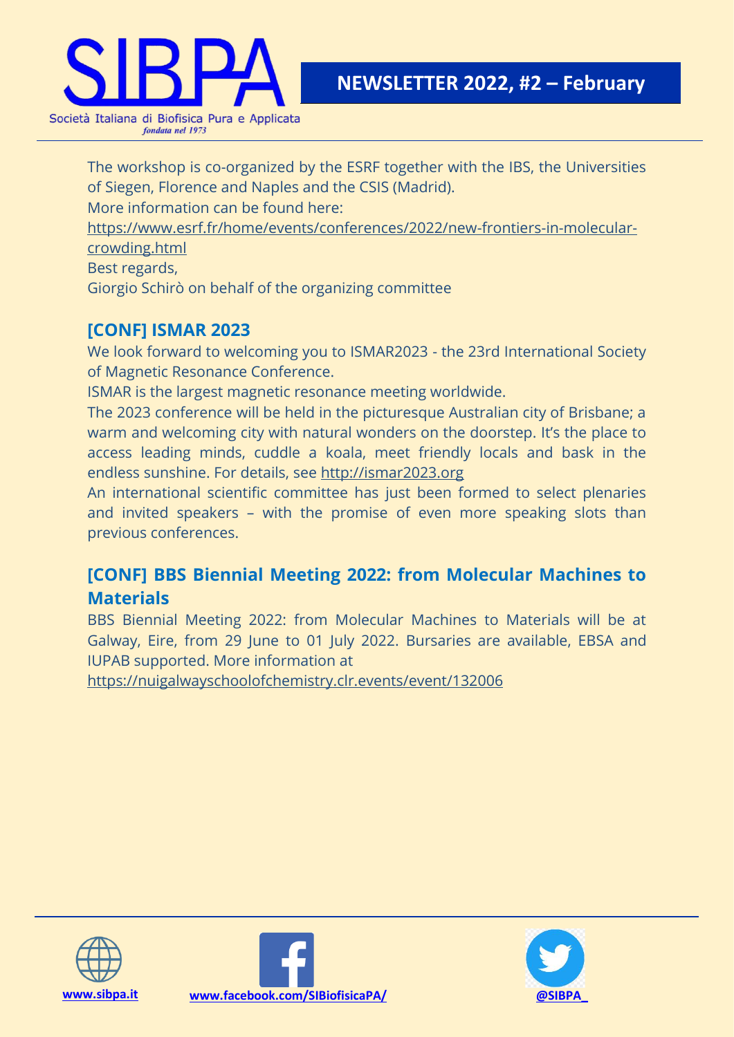The workshop is co-organized by the ESRF together with the IBS, the Universities of Siegen, Florence and Naples and the CSIS (Madrid).
More information can be found here:
https://www.esrf.fr/home/events/conferences/2022/new-frontiers-in-molecular-crowding.html
Best regards,
Giorgio Schirò on behalf of the organizing committee

## [CONF] ISMAR 2023

We look forward to welcoming you to ISMAR2023 - the 23rd International Society of Magnetic Resonance Conference.
ISMAR is the largest magnetic resonance meeting worldwide.
The 2023 conference will be held in the picturesque Australian city of Brisbane; a warm and welcoming city with natural wonders on the doorstep. It's the place to access leading minds, cuddle a koala, meet friendly locals and bask in the endless sunshine. For details, see http://ismar2023.org
An international scientific committee has just been formed to select plenaries and invited speakers – with the promise of even more speaking slots than previous conferences.

## [CONF] BBS Biennial Meeting 2022: from Molecular Machines to Materials

BBS Biennial Meeting 2022: from Molecular Machines to Materials will be at Galway, Eire, from 29 June to 01 July 2022. Bursaries are available, EBSA and IUPAB supported. More information at
https://nuigalwayschoolofchemistry.clr.events/event/132006